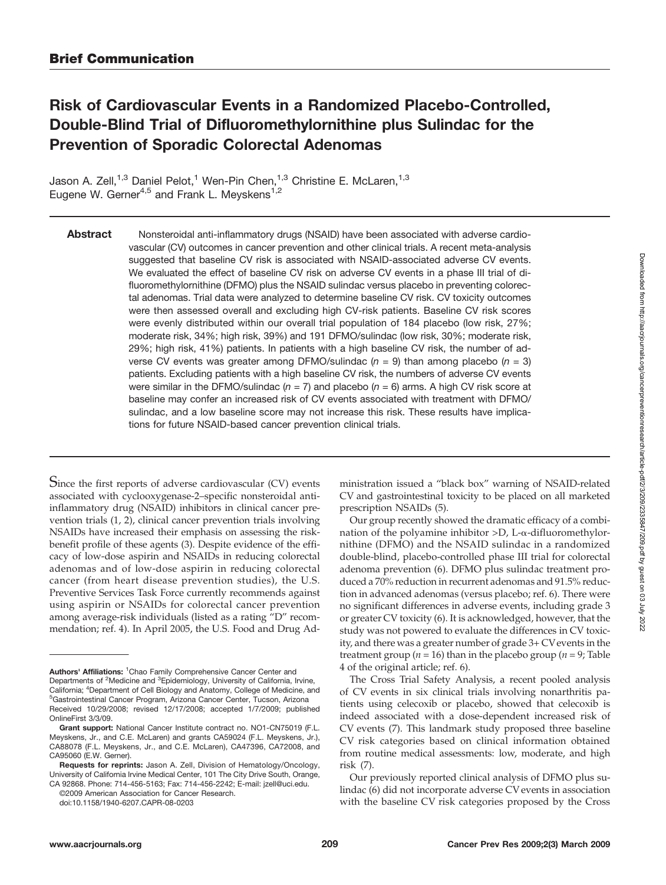**Brief Communication**

# Risk of Cardiovascular Events in a Randomized Placebo-Controlled, Double-Blind Trial of Difluoromethylornithine plus Sulindac for the Prevention of Sporadic Colorectal Adenomas

Jason A. Zell,[1,3] Daniel Pelot,[1] Wen-Pin Chen,[1,3] Christine E. McLaren,[1,3] Eugene W. Gerner[4,5] and Frank L. Meyskens[1,2]

**Abstract** Nonsteroidal anti-inflammatory drugs (NSAID) have been associated with adverse cardiovascular (CV) outcomes in cancer prevention and other clinical trials. A recent meta-analysis suggested that baseline CV risk is associated with NSAID-associated adverse CV events. We evaluated the effect of baseline CV risk on adverse CV events in a phase III trial of difluoromethylornithine (DFMO) plus the NSAID sulindac versus placebo in preventing colorectal adenomas. Trial data were analyzed to determine baseline CV risk. CV toxicity outcomes were then assessed overall and excluding high CV-risk patients. Baseline CV risk scores were evenly distributed within our overall trial population of 184 placebo (low risk, 27%; moderate risk, 34%; high risk, 39%) and 191 DFMO/sulindac (low risk, 30%; moderate risk, 29%; high risk, 41%) patients. In patients with a high baseline CV risk, the number of adverse CV events was greater among DFMO/sulindac ($n$ = 9) than among placebo ($n$ = 3) patients. Excluding patients with a high baseline CV risk, the numbers of adverse CV events were similar in the DFMO/sulindac ($n$ = 7) and placebo ($n$ = 6) arms. A high CV risk score at baseline may confer an increased risk of CV events associated with treatment with DFMO/sulindac, and a low baseline score may not increase this risk. These results have implications for future NSAID-based cancer prevention clinical trials.

Since the first reports of adverse cardiovascular (CV) events associated with cyclooxygenase-2–specific nonsteroidal anti-inflammatory drug (NSAID) inhibitors in clinical cancer prevention trials (1, 2), clinical cancer prevention trials involving NSAIDs have increased their emphasis on assessing the risk-benefit profile of these agents (3). Despite evidence of the efficacy of low-dose aspirin and NSAIDs in reducing colorectal adenomas and of low-dose aspirin in reducing colorectal cancer (from heart disease prevention studies), the U.S. Preventive Services Task Force currently recommends against using aspirin or NSAIDs for colorectal cancer prevention among average-risk individuals (listed as a rating "D" recommendation; ref. 4). In April 2005, the U.S. Food and Drug Administration issued a "black box" warning of NSAID-related CV and gastrointestinal toxicity to be placed on all marketed prescription NSAIDs (5).

Our group recently showed the dramatic efficacy of a combination of the polyamine inhibitor >D, L-α-difluoromethylornithine (DFMO) and the NSAID sulindac in a randomized double-blind, placebo-controlled phase III trial for colorectal adenoma prevention (6). DFMO plus sulindac treatment produced a 70% reduction in recurrent adenomas and 91.5% reduction in advanced adenomas (versus placebo; ref. 6). There were no significant differences in adverse events, including grade 3 or greater CV toxicity (6). It is acknowledged, however, that the study was not powered to evaluate the differences in CV toxicity, and there was a greater number of grade 3+ CV events in the treatment group ($n$ = 16) than in the placebo group ($n$ = 9; Table 4 of the original article; ref. 6).

The Cross Trial Safety Analysis, a recent pooled analysis of CV events in six clinical trials involving nonarthritis patients using celecoxib or placebo, showed that celecoxib is indeed associated with a dose-dependent increased risk of CV events (7). This landmark study proposed three baseline CV risk categories based on clinical information obtained from routine medical assessments: low, moderate, and high risk (7).

Our previously reported clinical analysis of DFMO plus sulindac (6) did not incorporate adverse CV events in association with the baseline CV risk categories proposed by the Cross

---

**Authors' Affiliations:** [1]Chao Family Comprehensive Cancer Center and Departments of [2]Medicine and [3]Epidemiology, University of California, Irvine, California; [4]Department of Cell Biology and Anatomy, College of Medicine, and [5]Gastrointestinal Cancer Program, Arizona Cancer Center, Tucson, Arizona

Received 10/29/2008; revised 12/17/2008; accepted 1/7/2009; published OnlineFirst 3/3/09.

**Grant support:** National Cancer Institute contract no. NO1-CN75019 (F.L. Meyskens, Jr., and C.E. McLaren) and grants CA59024 (F.L. Meyskens, Jr.), CA88078 (F.L. Meyskens, Jr., and C.E. McLaren), CA47396, CA72008, and CA95060 (E.W. Gerner).

**Requests for reprints:** Jason A. Zell, Division of Hematology/Oncology, University of California Irvine Medical Center, 101 The City Drive South, Orange, CA 92868. Phone: 714-456-5163; Fax: 714-456-2242; E-mail: jzell@uci.edu.

©2009 American Association for Cancer Research.

doi:10.1158/1940-6207.CAPR-08-0203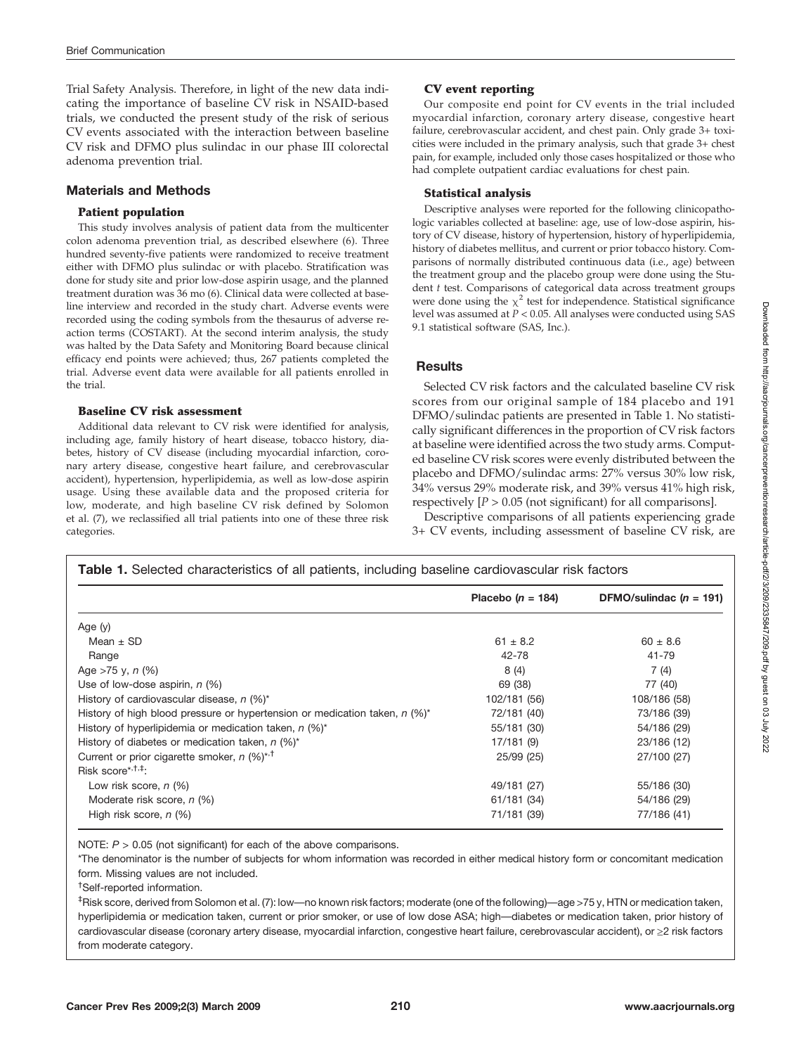Trial Safety Analysis. Therefore, in light of the new data indicating the importance of baseline CV risk in NSAID-based trials, we conducted the present study of the risk of serious CV events associated with the interaction between baseline CV risk and DFMO plus sulindac in our phase III colorectal adenoma prevention trial.

## Materials and Methods

### Patient population

This study involves analysis of patient data from the multicenter colon adenoma prevention trial, as described elsewhere (6). Three hundred seventy-five patients were randomized to receive treatment either with DFMO plus sulindac or with placebo. Stratification was done for study site and prior low-dose aspirin usage, and the planned treatment duration was 36 mo (6). Clinical data were collected at baseline interview and recorded in the study chart. Adverse events were recorded using the coding symbols from the thesaurus of adverse reaction terms (COSTART). At the second interim analysis, the study was halted by the Data Safety and Monitoring Board because clinical efficacy end points were achieved; thus, 267 patients completed the trial. Adverse event data were available for all patients enrolled in the trial.

### Baseline CV risk assessment

Additional data relevant to CV risk were identified for analysis, including age, family history of heart disease, tobacco history, diabetes, history of CV disease (including myocardial infarction, coronary artery disease, congestive heart failure, and cerebrovascular accident), hypertension, hyperlipidemia, as well as low-dose aspirin usage. Using these available data and the proposed criteria for low, moderate, and high baseline CV risk defined by Solomon et al. (7), we reclassified all trial patients into one of these three risk categories.

### CV event reporting

Our composite end point for CV events in the trial included myocardial infarction, coronary artery disease, congestive heart failure, cerebrovascular accident, and chest pain. Only grade 3+ toxicities were included in the primary analysis, such that grade 3+ chest pain, for example, included only those cases hospitalized or those who had complete outpatient cardiac evaluations for chest pain.

### Statistical analysis

Descriptive analyses were reported for the following clinicopathologic variables collected at baseline: age, use of low-dose aspirin, history of CV disease, history of hypertension, history of hyperlipidemia, history of diabetes mellitus, and current or prior tobacco history. Comparisons of normally distributed continuous data (i.e., age) between the treatment group and the placebo group were done using the Student $t$ test. Comparisons of categorical data across treatment groups were done using the $\chi^2$ test for independence. Statistical significance level was assumed at $P < 0.05$. All analyses were conducted using SAS 9.1 statistical software (SAS, Inc.).

## Results

Selected CV risk factors and the calculated baseline CV risk scores from our original sample of 184 placebo and 191 DFMO/sulindac patients are presented in Table 1. No statistically significant differences in the proportion of CV risk factors at baseline were identified across the two study arms. Computed baseline CV risk scores were evenly distributed between the placebo and DFMO/sulindac arms: 27% versus 30% low risk, 34% versus 29% moderate risk, and 39% versus 41% high risk, respectively [$P > 0.05$ (not significant) for all comparisons].

Descriptive comparisons of all patients experiencing grade 3+ CV events, including assessment of baseline CV risk, are

**Table 1.** Selected characteristics of all patients, including baseline cardiovascular risk factors

| | Placebo ($n$ = 184) | DFMO/sulindac ($n$ = 191) |
|---|---|---|
| Age (y) | | |
| Mean ± SD | 61 ± 8.2 | 60 ± 8.6 |
| Range | 42-78 | 41-79 |
| Age >75 y, $n$ (%) | 8 (4) | 7 (4) |
| Use of low-dose aspirin, $n$ (%) | 69 (38) | 77 (40) |
| History of cardiovascular disease, $n$ (%)* | 102/181 (56) | 108/186 (58) |
| History of high blood pressure or hypertension or medication taken, $n$ (%)* | 72/181 (40) | 73/186 (39) |
| History of hyperlipidemia or medication taken, $n$ (%)* | 55/181 (30) | 54/186 (29) |
| History of diabetes or medication taken, $n$ (%)* | 17/181 (9) | 23/186 (12) |
| Current or prior cigarette smoker, $n$ (%)*,† | 25/99 (25) | 27/100 (27) |
| Risk score*,†,‡: | | |
| Low risk score, $n$ (%) | 49/181 (27) | 55/186 (30) |
| Moderate risk score, $n$ (%) | 61/181 (34) | 54/186 (29) |
| High risk score, $n$ (%) | 71/181 (39) | 77/186 (41) |

NOTE: $P > 0.05$ (not significant) for each of the above comparisons.

*The denominator is the number of subjects for whom information was recorded in either medical history form or concomitant medication form. Missing values are not included.

†Self-reported information.

‡Risk score, derived from Solomon et al. (7): low—no known risk factors; moderate (one of the following)—age >75 y, HTN or medication taken, hyperlipidemia or medication taken, current or prior smoker, or use of low dose ASA; high—diabetes or medication taken, prior history of cardiovascular disease (coronary artery disease, myocardial infarction, congestive heart failure, cerebrovascular accident), or ≥2 risk factors from moderate category.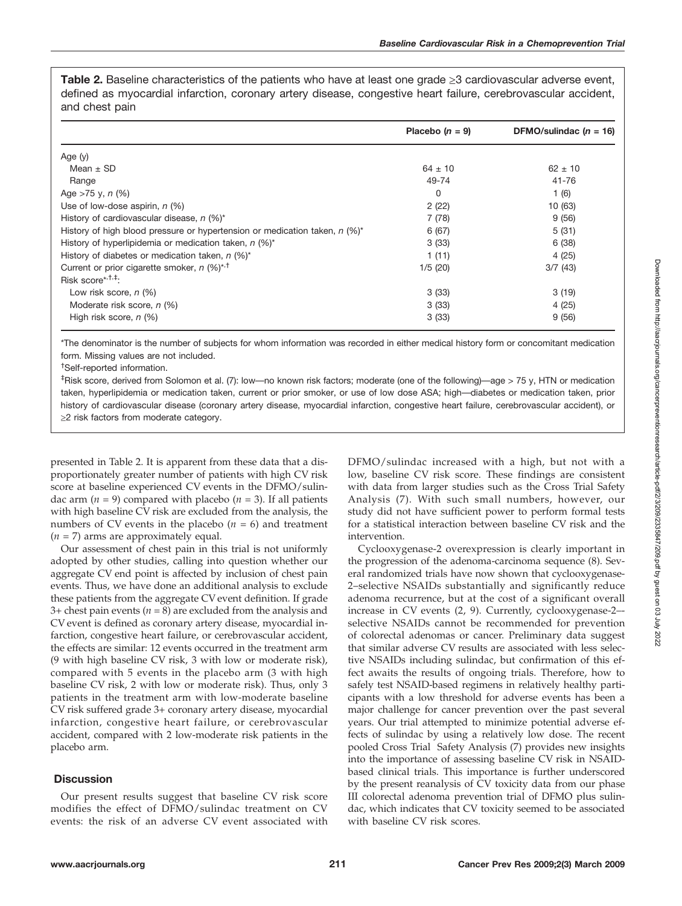**Table 2.** Baseline characteristics of the patients who have at least one grade ≥3 cardiovascular adverse event, defined as myocardial infarction, coronary artery disease, congestive heart failure, cerebrovascular accident, and chest pain

| | Placebo ($n$ = 9) | DFMO/sulindac ($n$ = 16) |
|---|---|---|
| Age (y) | | |
| Mean ± SD | 64 ± 10 | 62 ± 10 |
| Range | 49-74 | 41-76 |
| Age >75 y, $n$ (%) | 0 | 1 (6) |
| Use of low-dose aspirin, $n$ (%) | 2 (22) | 10 (63) |
| History of cardiovascular disease, $n$ (%)* | 7 (78) | 9 (56) |
| History of high blood pressure or hypertension or medication taken, $n$ (%)* | 6 (67) | 5 (31) |
| History of hyperlipidemia or medication taken, $n$ (%)* | 3 (33) | 6 (38) |
| History of diabetes or medication taken, $n$ (%)* | 1 (11) | 4 (25) |
| Current or prior cigarette smoker, $n$ (%)*,† | 1/5 (20) | 3/7 (43) |
| Risk score*,†,‡: | | |
| Low risk score, $n$ (%) | 3 (33) | 3 (19) |
| Moderate risk score, $n$ (%) | 3 (33) | 4 (25) |
| High risk score, $n$ (%) | 3 (33) | 9 (56) |

*The denominator is the number of subjects for whom information was recorded in either medical history form or concomitant medication form. Missing values are not included.

†Self-reported information.

‡Risk score, derived from Solomon et al. (7): low—no known risk factors; moderate (one of the following)—age > 75 y, HTN or medication taken, hyperlipidemia or medication taken, current or prior smoker, or use of low dose ASA; high—diabetes or medication taken, prior history of cardiovascular disease (coronary artery disease, myocardial infarction, congestive heart failure, cerebrovascular accident), or ≥2 risk factors from moderate category.

presented in Table 2. It is apparent from these data that a disproportionately greater number of patients with high CV risk score at baseline experienced CV events in the DFMO/sulindac arm ($n$ = 9) compared with placebo ($n$ = 3). If all patients with high baseline CV risk are excluded from the analysis, the numbers of CV events in the placebo ($n$ = 6) and treatment ($n$ = 7) arms are approximately equal.

Our assessment of chest pain in this trial is not uniformly adopted by other studies, calling into question whether our aggregate CV end point is affected by inclusion of chest pain events. Thus, we have done an additional analysis to exclude these patients from the aggregate CV event definition. If grade 3+ chest pain events ($n$ = 8) are excluded from the analysis and CV event is defined as coronary artery disease, myocardial infarction, congestive heart failure, or cerebrovascular accident, the effects are similar: 12 events occurred in the treatment arm (9 with high baseline CV risk, 3 with low or moderate risk), compared with 5 events in the placebo arm (3 with high baseline CV risk, 2 with low or moderate risk). Thus, only 3 patients in the treatment arm with low-moderate baseline CV risk suffered grade 3+ coronary artery disease, myocardial infarction, congestive heart failure, or cerebrovascular accident, compared with 2 low-moderate risk patients in the placebo arm.

## Discussion

Our present results suggest that baseline CV risk score modifies the effect of DFMO/sulindac treatment on CV events: the risk of an adverse CV event associated with DFMO/sulindac increased with a high, but not with a low, baseline CV risk score. These findings are consistent with data from larger studies such as the Cross Trial Safety Analysis (7). With such small numbers, however, our study did not have sufficient power to perform formal tests for a statistical interaction between baseline CV risk and the intervention.

Cyclooxygenase-2 overexpression is clearly important in the progression of the adenoma-carcinoma sequence (8). Several randomized trials have now shown that cyclooxygenase-2–selective NSAIDs substantially and significantly reduce adenoma recurrence, but at the cost of a significant overall increase in CV events (2, 9). Currently, cyclooxygenase-2–selective NSAIDs cannot be recommended for prevention of colorectal adenomas or cancer. Preliminary data suggest that similar adverse CV results are associated with less selective NSAIDs including sulindac, but confirmation of this effect awaits the results of ongoing trials. Therefore, how to safely test NSAID-based regimens in relatively healthy participants with a low threshold for adverse events has been a major challenge for cancer prevention over the past several years. Our trial attempted to minimize potential adverse effects of sulindac by using a relatively low dose. The recent pooled Cross Trial Safety Analysis (7) provides new insights into the importance of assessing baseline CV risk in NSAID-based clinical trials. This importance is further underscored by the present reanalysis of CV toxicity data from our phase III colorectal adenoma prevention trial of DFMO plus sulindac, which indicates that CV toxicity seemed to be associated with baseline CV risk scores.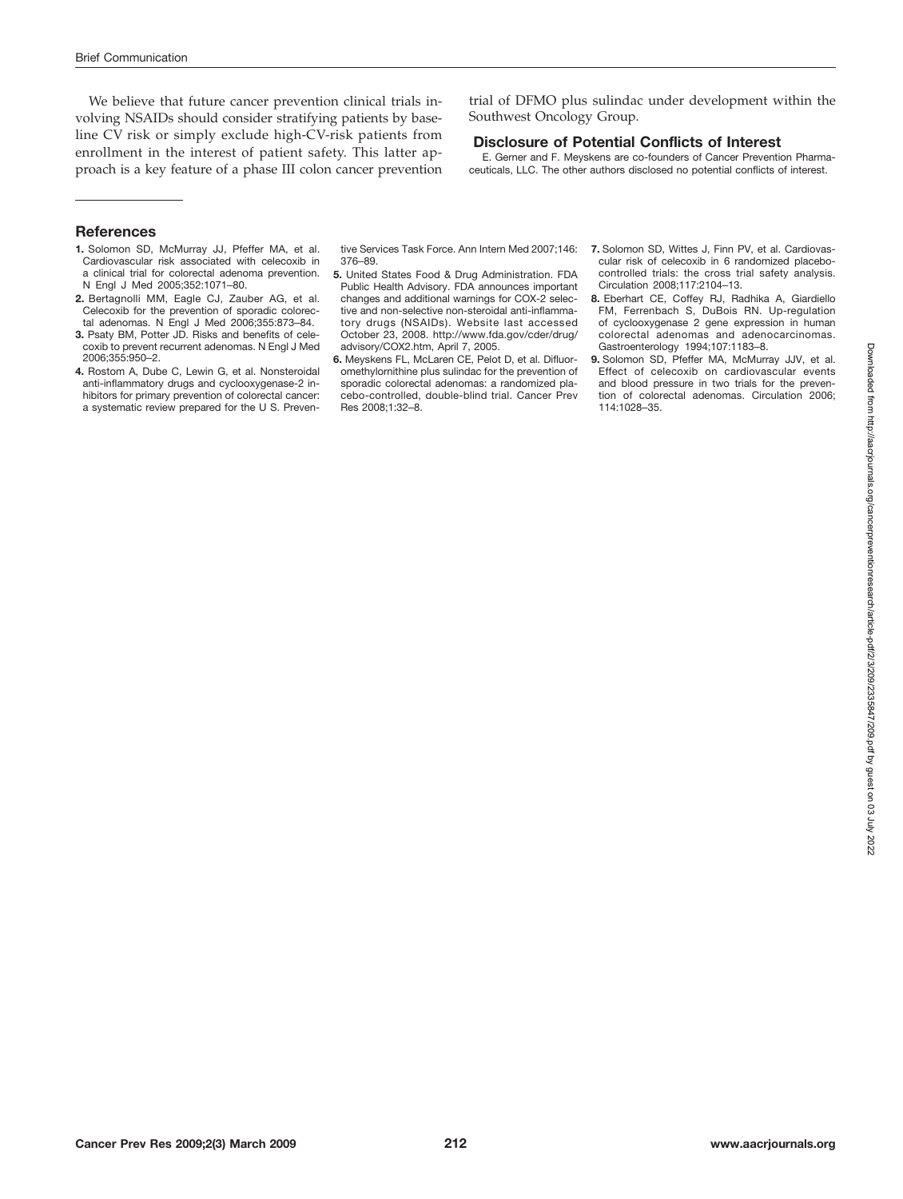We believe that future cancer prevention clinical trials involving NSAIDs should consider stratifying patients by baseline CV risk or simply exclude high-CV-risk patients from enrollment in the interest of patient safety. This latter approach is a key feature of a phase III colon cancer prevention trial of DFMO plus sulindac under development within the Southwest Oncology Group.

## Disclosure of Potential Conflicts of Interest

E. Gerner and F. Meyskens are co-founders of Cancer Prevention Pharmaceuticals, LLC. The other authors disclosed no potential conflicts of interest.

## References

1. Solomon SD, McMurray JJ, Pfeffer MA, et al. Cardiovascular risk associated with celecoxib in a clinical trial for colorectal adenoma prevention. N Engl J Med 2005;352:1071–80.
2. Bertagnolli MM, Eagle CJ, Zauber AG, et al. Celecoxib for the prevention of sporadic colorectal adenomas. N Engl J Med 2006;355:873–84.
3. Psaty BM, Potter JD. Risks and benefits of celecoxib to prevent recurrent adenomas. N Engl J Med 2006;355:950–2.
4. Rostom A, Dube C, Lewin G, et al. Nonsteroidal anti-inflammatory drugs and cyclooxygenase-2 inhibitors for primary prevention of colorectal cancer: a systematic review prepared for the U S. Preventive Services Task Force. Ann Intern Med 2007;146:376–89.
5. United States Food & Drug Administration. FDA Public Health Advisory. FDA announces important changes and additional warnings for COX-2 selective and non-selective non-steroidal anti-inflammatory drugs (NSAIDs). Website last accessed October 23, 2008. http://www.fda.gov/cder/drug/advisory/COX2.htm, April 7, 2005.
6. Meyskens FL, McLaren CE, Pelot D, et al. Difluoromethylornithine plus sulindac for the prevention of sporadic colorectal adenomas: a randomized placebo-controlled, double-blind trial. Cancer Prev Res 2008;1:32–8.
7. Solomon SD, Wittes J, Finn PV, et al. Cardiovascular risk of celecoxib in 6 randomized placebo-controlled trials: the cross trial safety analysis. Circulation 2008;117:2104–13.
8. Eberhart CE, Coffey RJ, Radhika A, Giardiello FM, Ferrenbach S, DuBois RN. Up-regulation of cyclooxygenase 2 gene expression in human colorectal adenomas and adenocarcinomas. Gastroenterology 1994;107:1183–8.
9. Solomon SD, Pfeffer MA, McMurray JJV, et al. Effect of celecoxib on cardiovascular events and blood pressure in two trials for the prevention of colorectal adenomas. Circulation 2006;114:1028–35.